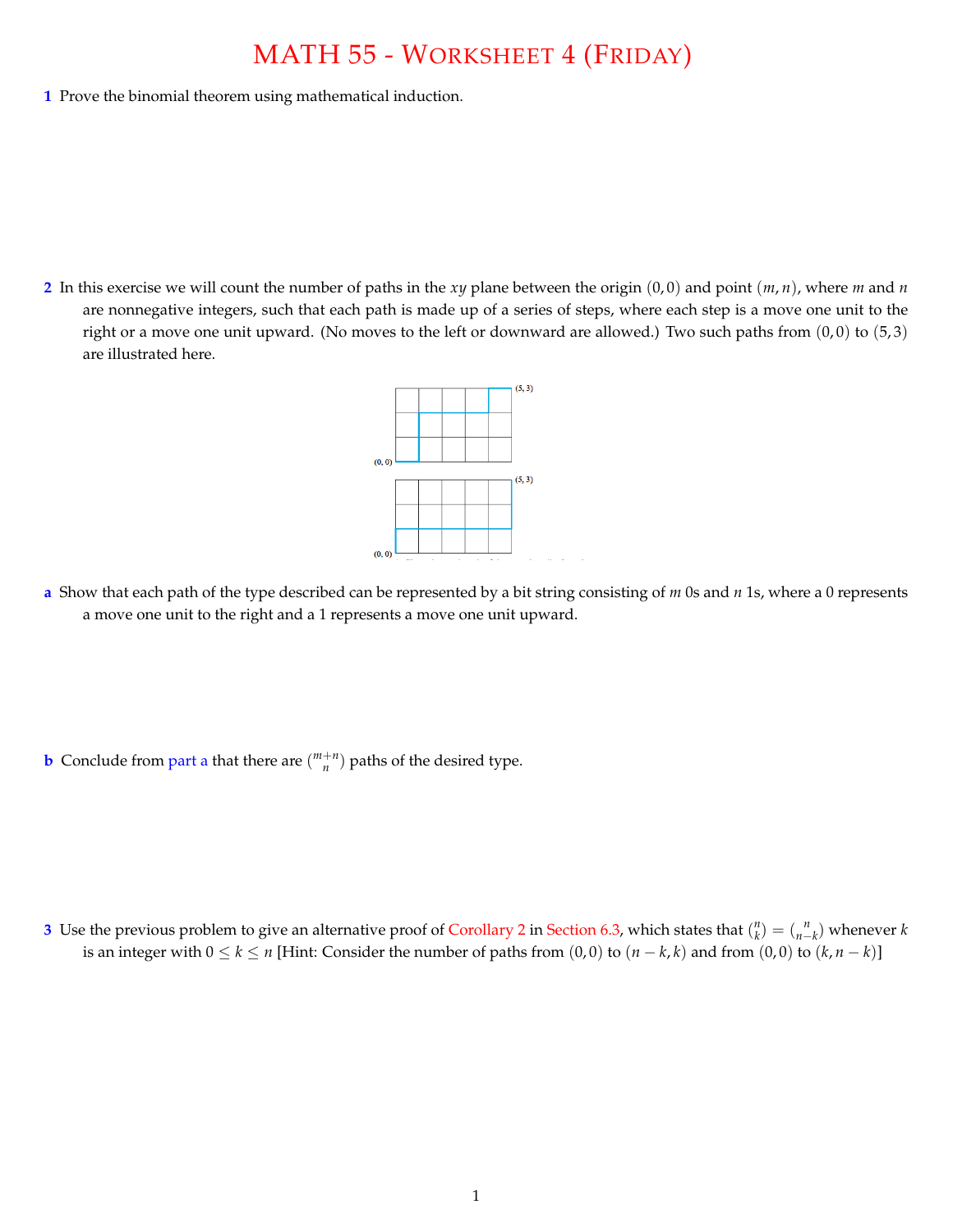# MATH 55 - Worksheet 4 (Friday)

**1** Prove the binomial theorem using mathematical induction.

**2** In this exercise we will count the number of paths in the $xy$ plane between the origin $(0, 0)$ and point $(m, n)$, where $m$ and $n$ are nonnegative integers, such that each path is made up of a series of steps, where each step is a move one unit to the right or a move one unit upward. (No moves to the left or downward are allowed.) Two such paths from $(0, 0)$ to $(5, 3)$ are illustrated here.

**a** Show that each path of the type described can be represented by a bit string consisting of $m$ 0s and $n$ 1s, where a 0 represents a move one unit to the right and a 1 represents a move one unit upward.

**b** Conclude from part a that there are $\binom{m+n}{n}$ paths of the desired type.

**3** Use the previous problem to give an alternative proof of Corollary 2 in Section 6.3, which states that $\binom{n}{k} = \binom{n}{n-k}$ whenever $k$ is an integer with $0 \le k \le n$ [Hint: Consider the number of paths from $(0, 0)$ to $(n - k, k)$ and from $(0, 0)$ to $(k, n - k)$]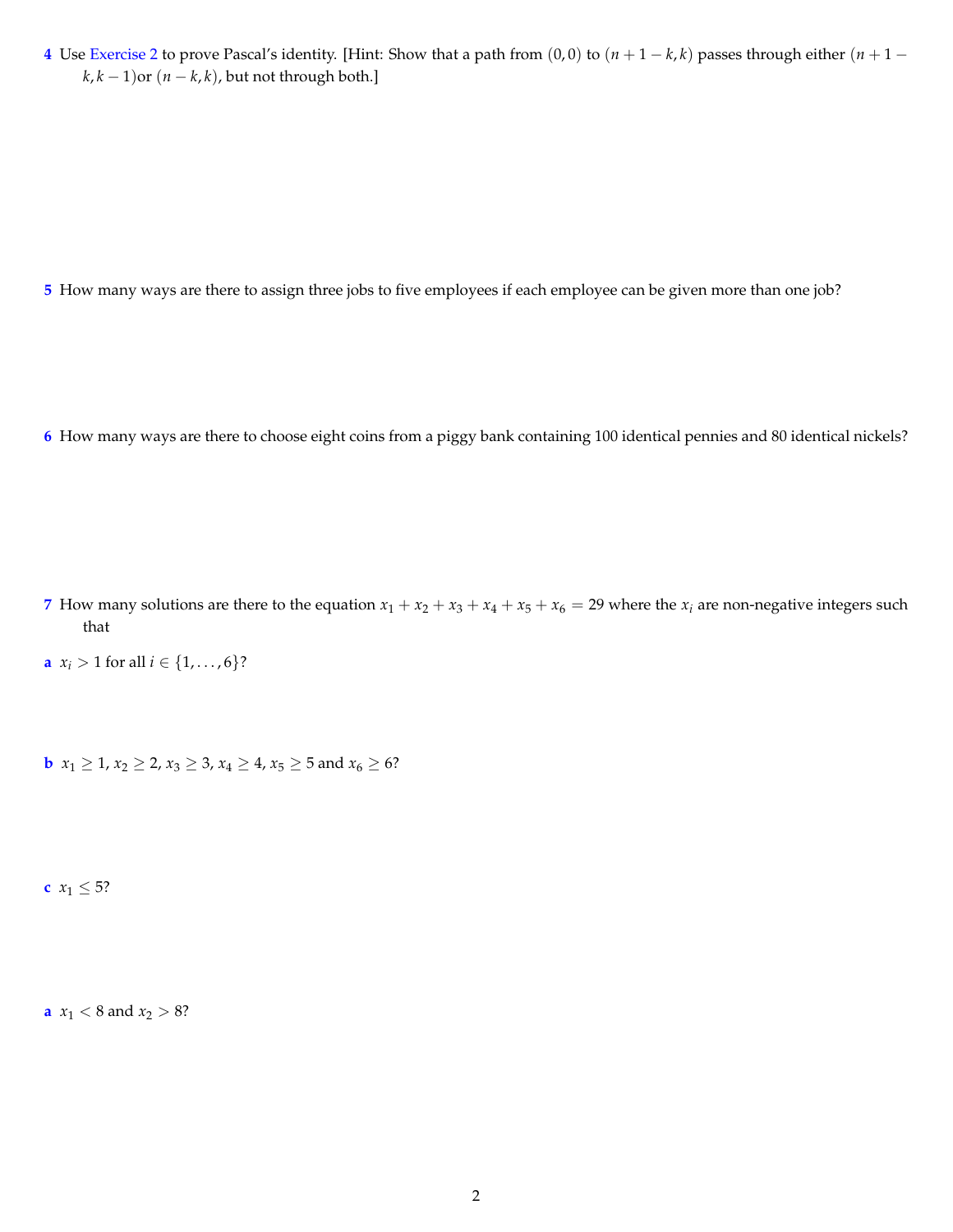**4** Use Exercise 2 to prove Pascal's identity. [Hint: Show that a path from $(0,0)$ to $(n+1-k, k)$ passes through either $(n+1-k, k-1)$or $(n-k, k)$, but not through both.]

**5** How many ways are there to assign three jobs to five employees if each employee can be given more than one job?

**6** How many ways are there to choose eight coins from a piggy bank containing 100 identical pennies and 80 identical nickels?

**7** How many solutions are there to the equation $x_1 + x_2 + x_3 + x_4 + x_5 + x_6 = 29$ where the $x_i$ are non-negative integers such that

**a** $x_i > 1$ for all $i \in \{1, \ldots, 6\}$?

**b** $x_1 \geq 1$, $x_2 \geq 2$, $x_3 \geq 3$, $x_4 \geq 4$, $x_5 \geq 5$ and $x_6 \geq 6$?

**c** $x_1 \leq 5$?

**a** $x_1 < 8$ and $x_2 > 8$?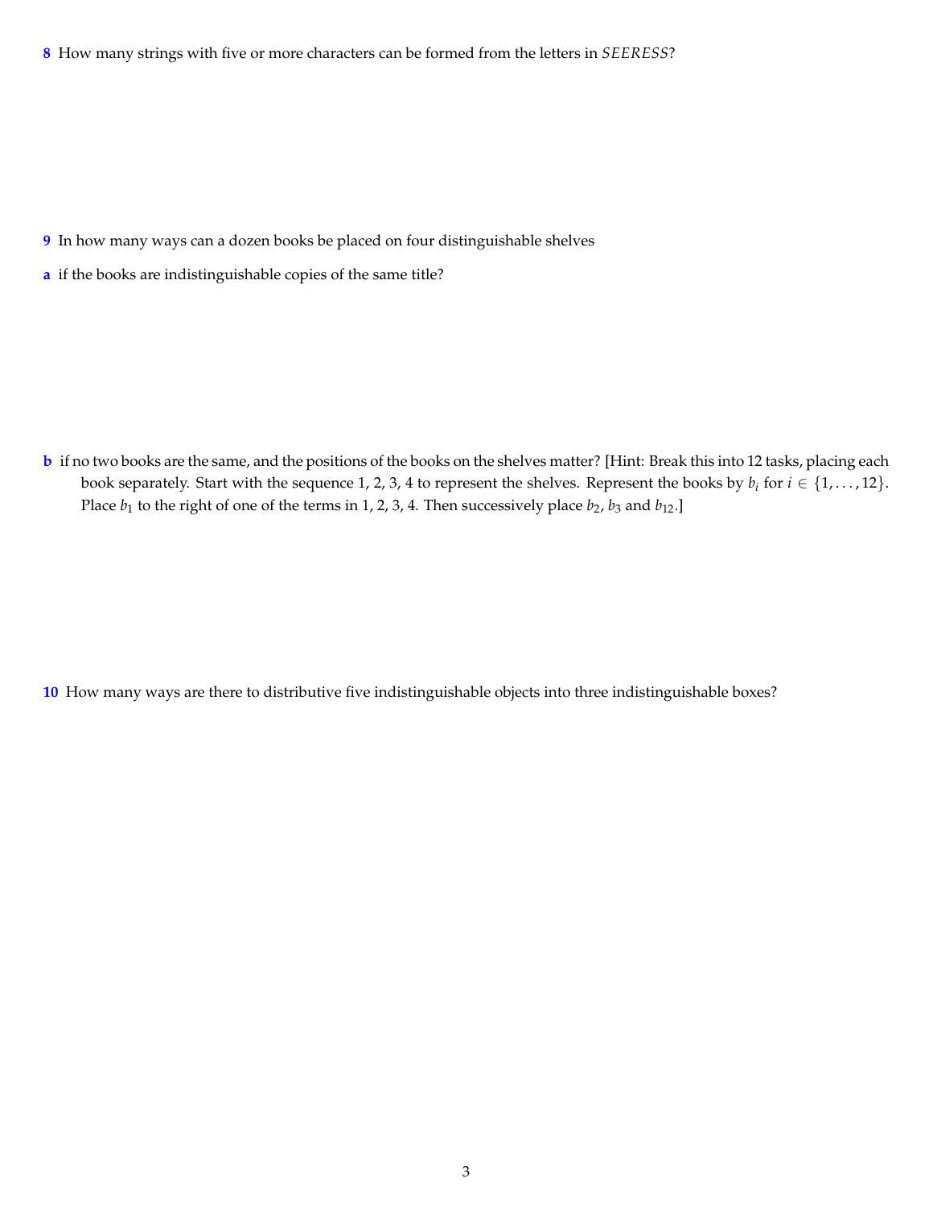**8** How many strings with five or more characters can be formed from the letters in *SEERESS*?

**9** In how many ways can a dozen books be placed on four distinguishable shelves

**a** if the books are indistinguishable copies of the same title?

**b** if no two books are the same, and the positions of the books on the shelves matter? [Hint: Break this into 12 tasks, placing each book separately. Start with the sequence 1, 2, 3, 4 to represent the shelves. Represent the books by $b_i$ for $i \in \{1, \ldots, 12\}$. Place $b_1$ to the right of one of the terms in 1, 2, 3, 4. Then successively place $b_2$, $b_3$ and $b_{12}$.]

**10** How many ways are there to distributive five indistinguishable objects into three indistinguishable boxes?